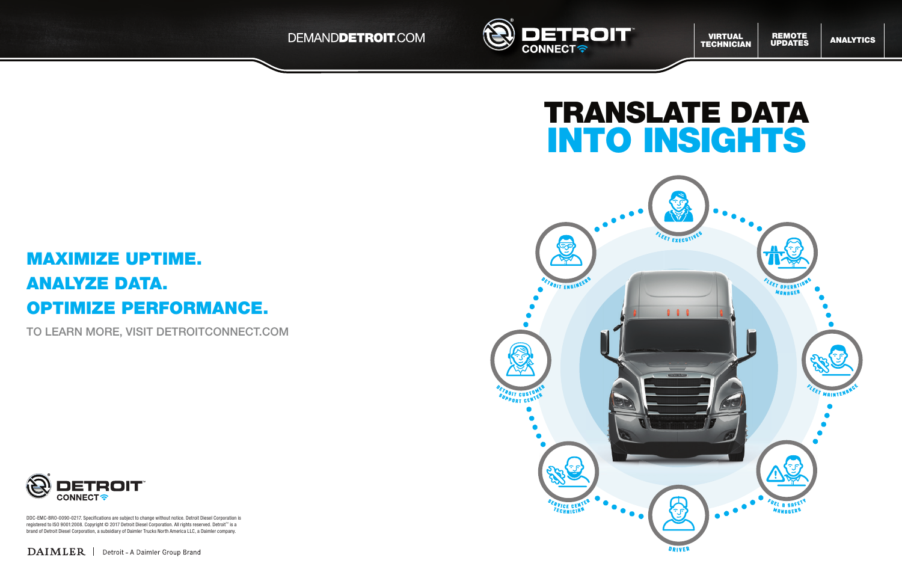DEMANDDETROIT.COM

DETROIT CONNECT

VIRTUAL TECHNICIAN | REMOTE UPDATES | ANALYTICS

# TRANSLATE DATA INTO INSIGHTS

FLEET EXECUTIVES

FLEET OPERATIONS MANAGER

FLEET MAINTENANCE

FUEL & SAFETY MANAGERS

DRIVER

SERVICE CENTER TECHNICIAN

DETROIT CUSTOMER SUPPORT CENTER

DETROIT ENGINEERS

## MAXIMIZE UPTIME.
## ANALYZE DATA.
## OPTIMIZE PERFORMANCE.

TO LEARN MORE, VISIT DETROITCONNECT.COM

DETROIT CONNECT

DDC-EMC-BRO-0090-0217. Specifications are subject to change without notice. Detroit Diesel Corporation is registered to ISO 9001:2008. Copyright © 2017 Detroit Diesel Corporation. All rights reserved. Detroit™ is a brand of Detroit Diesel Corporation, a subsidiary of Daimler Trucks North America LLC, a Daimler company.

DAIMLER | Detroit - A Daimler Group Brand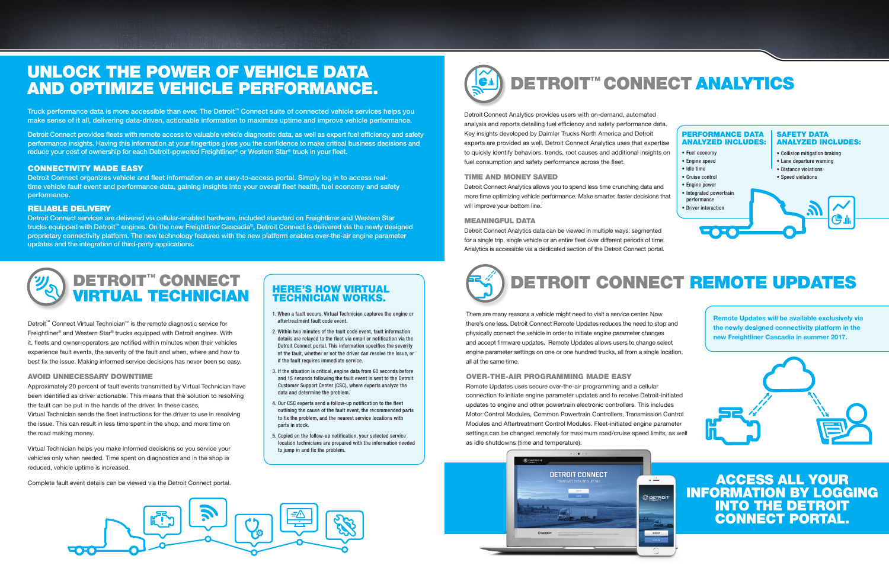# UNLOCK THE POWER OF VEHICLE DATA AND OPTIMIZE VEHICLE PERFORMANCE.

Truck performance data is more accessible than ever. The Detroit™ Connect suite of connected vehicle services helps you make sense of it all, delivering data-driven, actionable information to maximize uptime and improve vehicle performance.

Detroit Connect provides fleets with remote access to valuable vehicle diagnostic data, as well as expert fuel efficiency and safety performance insights. Having this information at your fingertips gives you the confidence to make critical business decisions and reduce your cost of ownership for each Detroit-powered Freightliner® or Western Star® truck in your fleet.

### CONNECTIVITY MADE EASY

Detroit Connect organizes vehicle and fleet information on an easy-to-access portal. Simply log in to access real-time vehicle fault event and performance data, gaining insights into your overall fleet health, fuel economy and safety performance.

### RELIABLE DELIVERY

Detroit Connect services are delivered via cellular-enabled hardware, included standard on Freightliner and Western Star trucks equipped with Detroit™ engines. On the new Freightliner Cascadia®, Detroit Connect is delivered via the newly designed proprietary connectivity platform. The new technology featured with the new platform enables over-the-air engine parameter updates and the integration of third-party applications.

## DETROIT™ CONNECT VIRTUAL TECHNICIAN

Detroit™ Connect Virtual Technician℠ is the remote diagnostic service for Freightliner® and Western Star® trucks equipped with Detroit engines. With it, fleets and owner-operators are notified within minutes when their vehicles experience fault events, the severity of the fault and when, where and how to best fix the issue. Making informed service decisions has never been so easy.

### AVOID UNNECESSARY DOWNTIME

Approximately 20 percent of fault events transmitted by Virtual Technician have been identified as driver actionable. This means that the solution to resolving the fault can be put in the hands of the driver. In these cases, Virtual Technician sends the fleet instructions for the driver to use in resolving the issue. This can result in less time spent in the shop, and more time on the road making money.

Virtual Technician helps you make informed decisions so you service your vehicles only when needed. Time spent on diagnostics and in the shop is reduced, vehicle uptime is increased.

Complete fault event details can be viewed via the Detroit Connect portal.

### HERE'S HOW VIRTUAL TECHNICIAN WORKS.

1. When a fault occurs, Virtual Technician captures the engine or aftertreatment fault code event.
2. Within two minutes of the fault code event, fault information details are relayed to the fleet via email or notification via the Detroit Connect portal. This information specifies the severity of the fault, whether or not the driver can resolve the issue, or if the fault requires immediate service.
3. If the situation is critical, engine data from 60 seconds before and 15 seconds following the fault event is sent to the Detroit Customer Support Center (CSC), where experts analyze the data and determine the problem.
4. Our CSC experts send a follow-up notification to the fleet outlining the cause of the fault event, the recommended parts to fix the problem, and the nearest service locations with parts in stock.
5. Copied on the follow-up notification, your selected service location technicians are prepared with the information needed to jump in and fix the problem.

## DETROIT™ CONNECT ANALYTICS

Detroit Connect Analytics provides users with on-demand, automated analysis and reports detailing fuel efficiency and safety performance data. Key insights developed by Daimler Trucks North America and Detroit experts are provided as well. Detroit Connect Analytics uses that expertise to quickly identify behaviors, trends, root causes and additional insights on fuel consumption and safety performance across the fleet.

### TIME AND MONEY SAVED

Detroit Connect Analytics allows you to spend less time crunching data and more time optimizing vehicle performance. Make smarter, faster decisions that will improve your bottom line.

### MEANINGFUL DATA

Detroit Connect Analytics data can be viewed in multiple ways: segmented for a single trip, single vehicle or an entire fleet over different periods of time. Analytics is accessible via a dedicated section of the Detroit Connect portal.

### PERFORMANCE DATA ANALYZED INCLUDES:

- Fuel economy
- Engine speed
- Idle time
- Cruise control
- Engine power
- Integrated powertrain performance
- Driver interaction

### SAFETY DATA ANALYZED INCLUDES:

- Collision mitigation braking
- Lane departure warning
- Distance violations
- Speed violations

## DETROIT CONNECT REMOTE UPDATES

There are many reasons a vehicle might need to visit a service center. Now there's one less. Detroit Connect Remote Updates reduces the need to stop and physically connect the vehicle in order to initiate engine parameter changes and accept firmware updates. Remote Updates allows users to change select engine parameter settings on one or one hundred trucks, all from a single location, all at the same time.

**Remote Updates will be available exclusively via the newly designed connectivity platform in the new Freightliner Cascadia in summer 2017.**

### OVER-THE-AIR PROGRAMMING MADE EASY

Remote Updates uses secure over-the-air programming and a cellular connection to initiate engine parameter updates and to receive Detroit-initiated updates to engine and other powertrain electronic controllers. This includes Motor Control Modules, Common Powertrain Controllers, Transmission Control Modules and Aftertreatment Control Modules. Fleet-initiated engine parameter settings can be changed remotely for maximum road/cruise speed limits, as well as idle shutdowns (time and temperature).

## ACCESS ALL YOUR INFORMATION BY LOGGING INTO THE DETROIT CONNECT PORTAL.